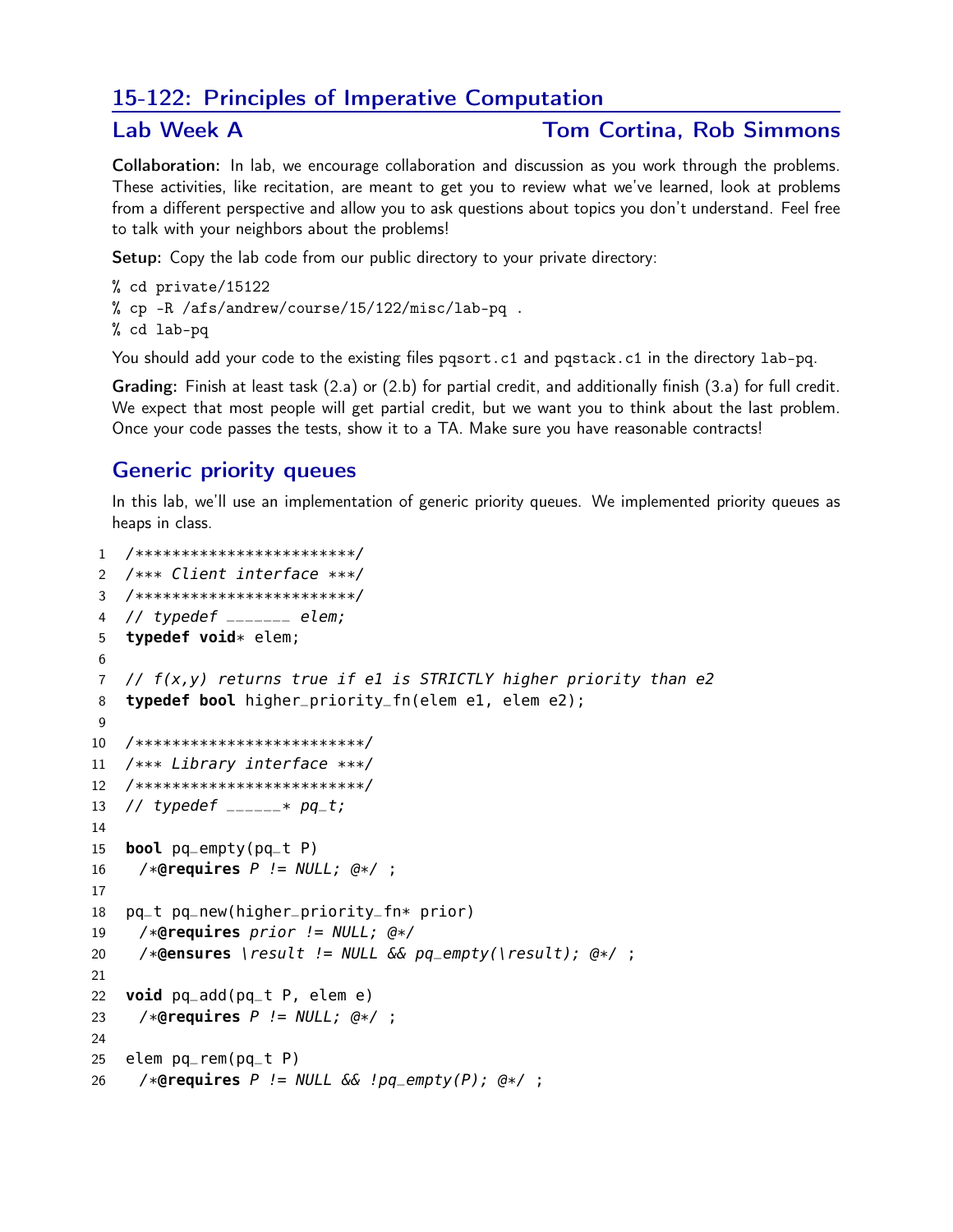# 15-122: Principles of Imperative Computation

## Lab Week A — Tom Cortina, Rob Simmons

**Collaboration:** In lab, we encourage collaboration and discussion as you work through the problems. These activities, like recitation, are meant to get you to review what we've learned, look at problems from a different perspective and allow you to ask questions about topics you don't understand. Feel free to talk with your neighbors about the problems!

**Setup:** Copy the lab code from our public directory to your private directory:

```
% cd private/15122
% cp -R /afs/andrew/course/15/122/misc/lab-pq .
% cd lab-pq
```

You should add your code to the existing files `pqsort.c1` and `pqstack.c1` in the directory `lab-pq`.

**Grading:** Finish at least task (2.a) or (2.b) for partial credit, and additionally finish (3.a) for full credit. We expect that most people will get partial credit, but we want you to think about the last problem. Once your code passes the tests, show it to a TA. Make sure you have reasonable contracts!

## Generic priority queues

In this lab, we'll use an implementation of generic priority queues. We implemented priority queues as heaps in class.

```
1  /************************/
2  /*** Client interface ***/
3  /************************/
4  // typedef _______ elem;
5  typedef void* elem;
6
7  // f(x,y) returns true if e1 is STRICTLY higher priority than e2
8  typedef bool higher_priority_fn(elem e1, elem e2);
9
10 /*************************/
11 /*** Library interface ***/
12 /*************************/
13 // typedef ______* pq_t;
14
15 bool pq_empty(pq_t P)
16   /*@requires P != NULL; @*/ ;
17
18 pq_t pq_new(higher_priority_fn* prior)
19   /*@requires prior != NULL; @*/
20   /*@ensures \result != NULL && pq_empty(\result); @*/ ;
21
22 void pq_add(pq_t P, elem e)
23   /*@requires P != NULL; @*/ ;
24
25 elem pq_rem(pq_t P)
26   /*@requires P != NULL && !pq_empty(P); @*/ ;
```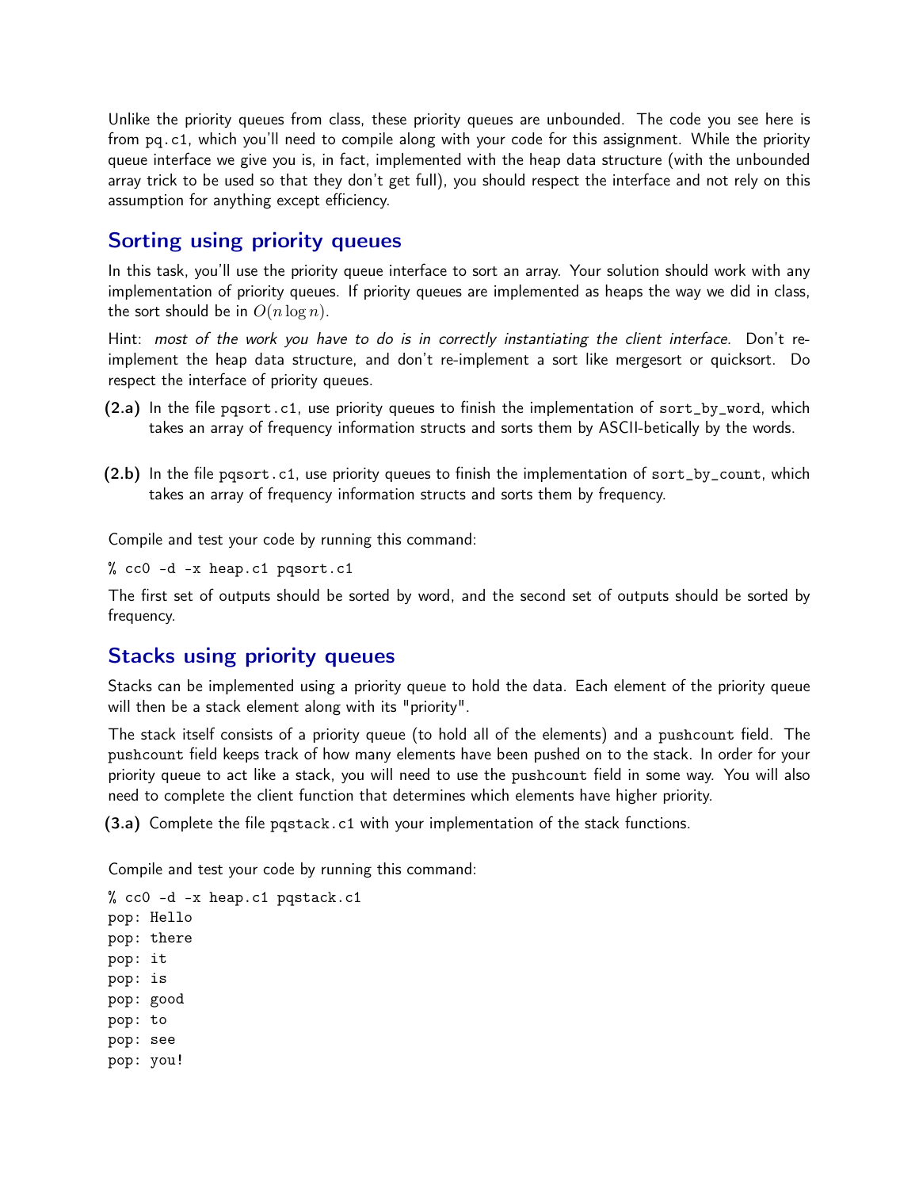Unlike the priority queues from class, these priority queues are unbounded. The code you see here is from pq.c1, which you'll need to compile along with your code for this assignment. While the priority queue interface we give you is, in fact, implemented with the heap data structure (with the unbounded array trick to be used so that they don't get full), you should respect the interface and not rely on this assumption for anything except efficiency.

## Sorting using priority queues

In this task, you'll use the priority queue interface to sort an array. Your solution should work with any implementation of priority queues. If priority queues are implemented as heaps the way we did in class, the sort should be in $O(n \log n)$.

Hint: *most of the work you have to do is in correctly instantiating the client interface.* Don't re-implement the heap data structure, and don't re-implement a sort like mergesort or quicksort. Do respect the interface of priority queues.

**(2.a)** In the file pqsort.c1, use priority queues to finish the implementation of sort_by_word, which takes an array of frequency information structs and sorts them by ASCII-betically by the words.

**(2.b)** In the file pqsort.c1, use priority queues to finish the implementation of sort_by_count, which takes an array of frequency information structs and sorts them by frequency.

Compile and test your code by running this command:

```
% cc0 -d -x heap.c1 pqsort.c1
```

The first set of outputs should be sorted by word, and the second set of outputs should be sorted by frequency.

## Stacks using priority queues

Stacks can be implemented using a priority queue to hold the data. Each element of the priority queue will then be a stack element along with its "priority".

The stack itself consists of a priority queue (to hold all of the elements) and a pushcount field. The pushcount field keeps track of how many elements have been pushed on to the stack. In order for your priority queue to act like a stack, you will need to use the pushcount field in some way. You will also need to complete the client function that determines which elements have higher priority.

**(3.a)** Complete the file pqstack.c1 with your implementation of the stack functions.

Compile and test your code by running this command:

```
% cc0 -d -x heap.c1 pqstack.c1
pop: Hello
pop: there
pop: it
pop: is
pop: good
pop: to
pop: see
pop: you!
```